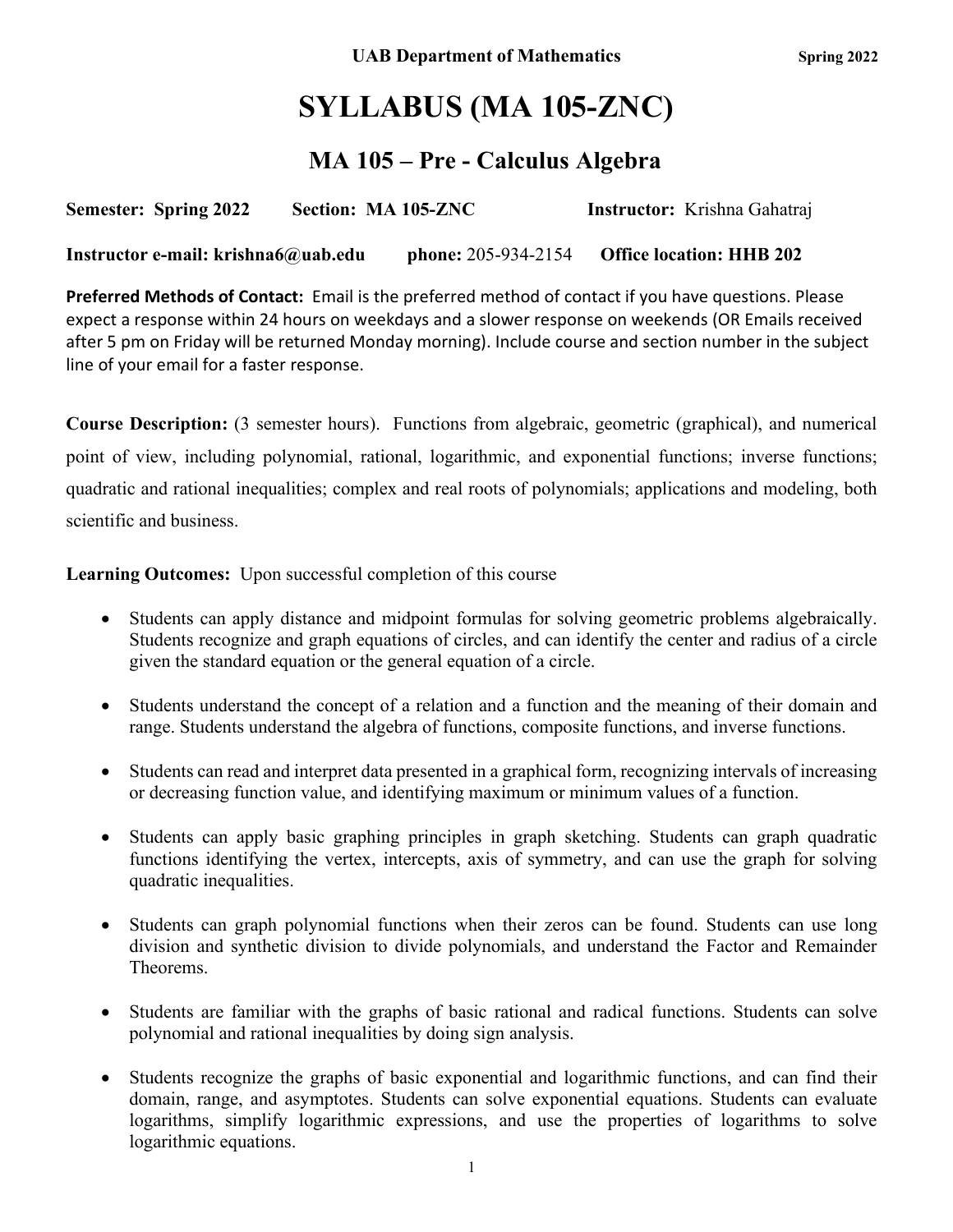**UAB Department of Mathematics** **Spring 2022**

# SYLLABUS (MA 105-ZNC)

## MA 105 – Pre - Calculus Algebra

**Semester:** **Spring 2022** **Section:** **MA 105-ZNC** **Instructor:** Krishna Gahatraj

**Instructor e-mail: krishna6@uab.edu** **phone:** 205-934-2154 **Office location: HHB 202**

**Preferred Methods of Contact:** Email is the preferred method of contact if you have questions. Please expect a response within 24 hours on weekdays and a slower response on weekends (OR Emails received after 5 pm on Friday will be returned Monday morning). Include course and section number in the subject line of your email for a faster response.

**Course Description:** (3 semester hours). Functions from algebraic, geometric (graphical), and numerical point of view, including polynomial, rational, logarithmic, and exponential functions; inverse functions; quadratic and rational inequalities; complex and real roots of polynomials; applications and modeling, both scientific and business.

**Learning Outcomes:** Upon successful completion of this course

- Students can apply distance and midpoint formulas for solving geometric problems algebraically. Students recognize and graph equations of circles, and can identify the center and radius of a circle given the standard equation or the general equation of a circle.

- Students understand the concept of a relation and a function and the meaning of their domain and range. Students understand the algebra of functions, composite functions, and inverse functions.

- Students can read and interpret data presented in a graphical form, recognizing intervals of increasing or decreasing function value, and identifying maximum or minimum values of a function.

- Students can apply basic graphing principles in graph sketching. Students can graph quadratic functions identifying the vertex, intercepts, axis of symmetry, and can use the graph for solving quadratic inequalities.

- Students can graph polynomial functions when their zeros can be found. Students can use long division and synthetic division to divide polynomials, and understand the Factor and Remainder Theorems.

- Students are familiar with the graphs of basic rational and radical functions. Students can solve polynomial and rational inequalities by doing sign analysis.

- Students recognize the graphs of basic exponential and logarithmic functions, and can find their domain, range, and asymptotes. Students can solve exponential equations. Students can evaluate logarithms, simplify logarithmic expressions, and use the properties of logarithms to solve logarithmic equations.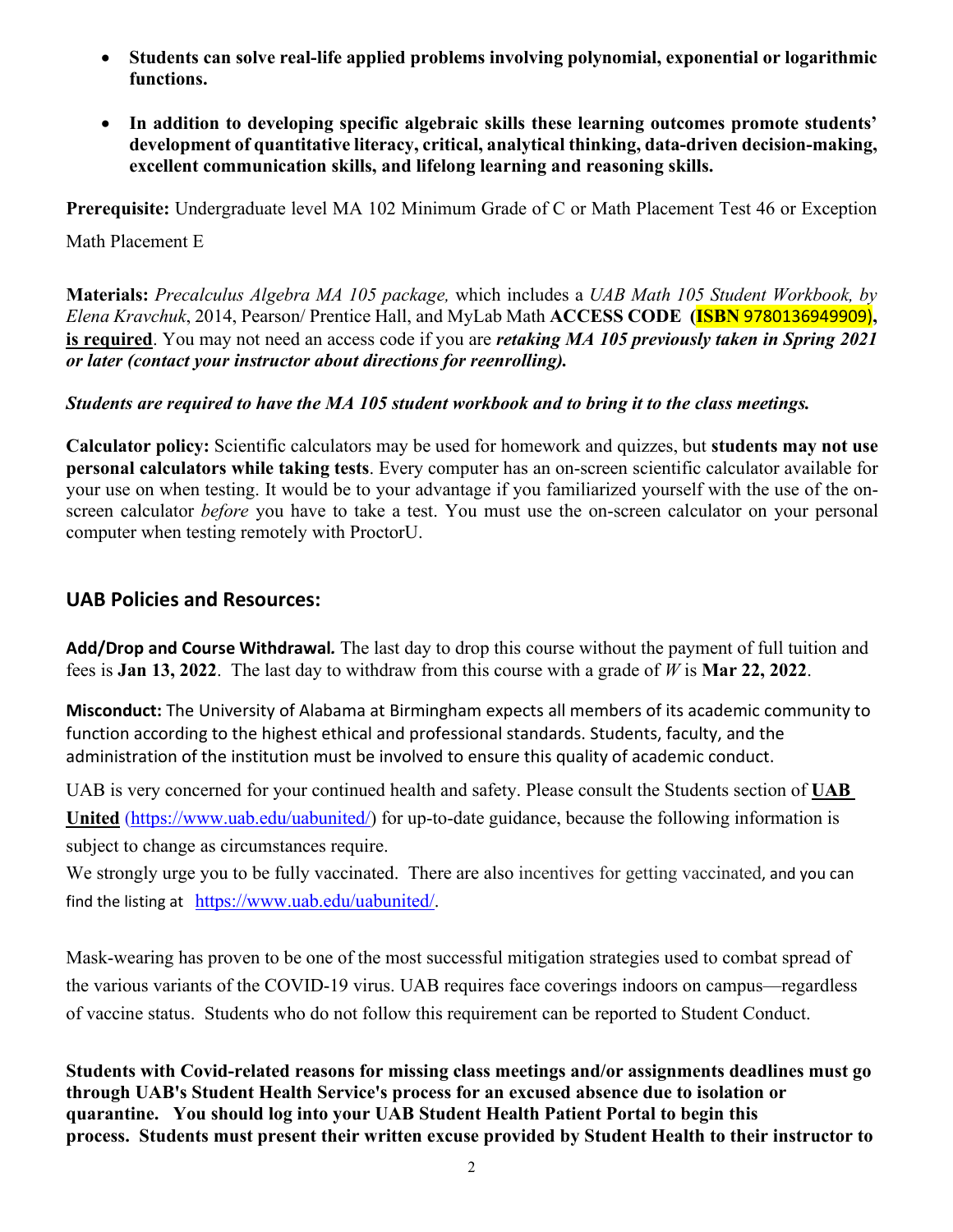- **Students can solve real-life applied problems involving polynomial, exponential or logarithmic functions.**

- **In addition to developing specific algebraic skills these learning outcomes promote students' development of quantitative literacy, critical, analytical thinking, data-driven decision-making, excellent communication skills, and lifelong learning and reasoning skills.**

**Prerequisite:** Undergraduate level MA 102 Minimum Grade of C or Math Placement Test 46 or Exception Math Placement E

**Materials:** *Precalculus Algebra MA 105 package,* which includes a *UAB Math 105 Student Workbook, by Elena Kravchuk*, 2014, Pearson/ Prentice Hall, and MyLab Math **ACCESS CODE (ISBN** 9780136949909**), <u>is required</u>**. You may not need an access code if you are ***retaking MA 105 previously taken in Spring 2021 or later (contact your instructor about directions for reenrolling).***

***Students are required to have the MA 105 student workbook and to bring it to the class meetings.***

**Calculator policy:** Scientific calculators may be used for homework and quizzes, but **students may not use personal calculators while taking tests**. Every computer has an on-screen scientific calculator available for your use on when testing. It would be to your advantage if you familiarized yourself with the use of the on-screen calculator *before* you have to take a test. You must use the on-screen calculator on your personal computer when testing remotely with ProctorU.

## UAB Policies and Resources:

**Add/Drop and Course Withdrawal.** The last day to drop this course without the payment of full tuition and fees is **Jan 13, 2022**. The last day to withdraw from this course with a grade of *W* is **Mar 22, 2022**.

**Misconduct:** The University of Alabama at Birmingham expects all members of its academic community to function according to the highest ethical and professional standards. Students, faculty, and the administration of the institution must be involved to ensure this quality of academic conduct.

UAB is very concerned for your continued health and safety. Please consult the Students section of **<u>UAB United</u>** (https://www.uab.edu/uabunited/) for up-to-date guidance, because the following information is subject to change as circumstances require.
We strongly urge you to be fully vaccinated. There are also incentives for getting vaccinated, and you can find the listing at https://www.uab.edu/uabunited/.

Mask-wearing has proven to be one of the most successful mitigation strategies used to combat spread of the various variants of the COVID-19 virus. UAB requires face coverings indoors on campus—regardless of vaccine status. Students who do not follow this requirement can be reported to Student Conduct.

**Students with Covid-related reasons for missing class meetings and/or assignments deadlines must go through UAB's Student Health Service's process for an excused absence due to isolation or quarantine. You should log into your UAB Student Health Patient Portal to begin this process. Students must present their written excuse provided by Student Health to their instructor to**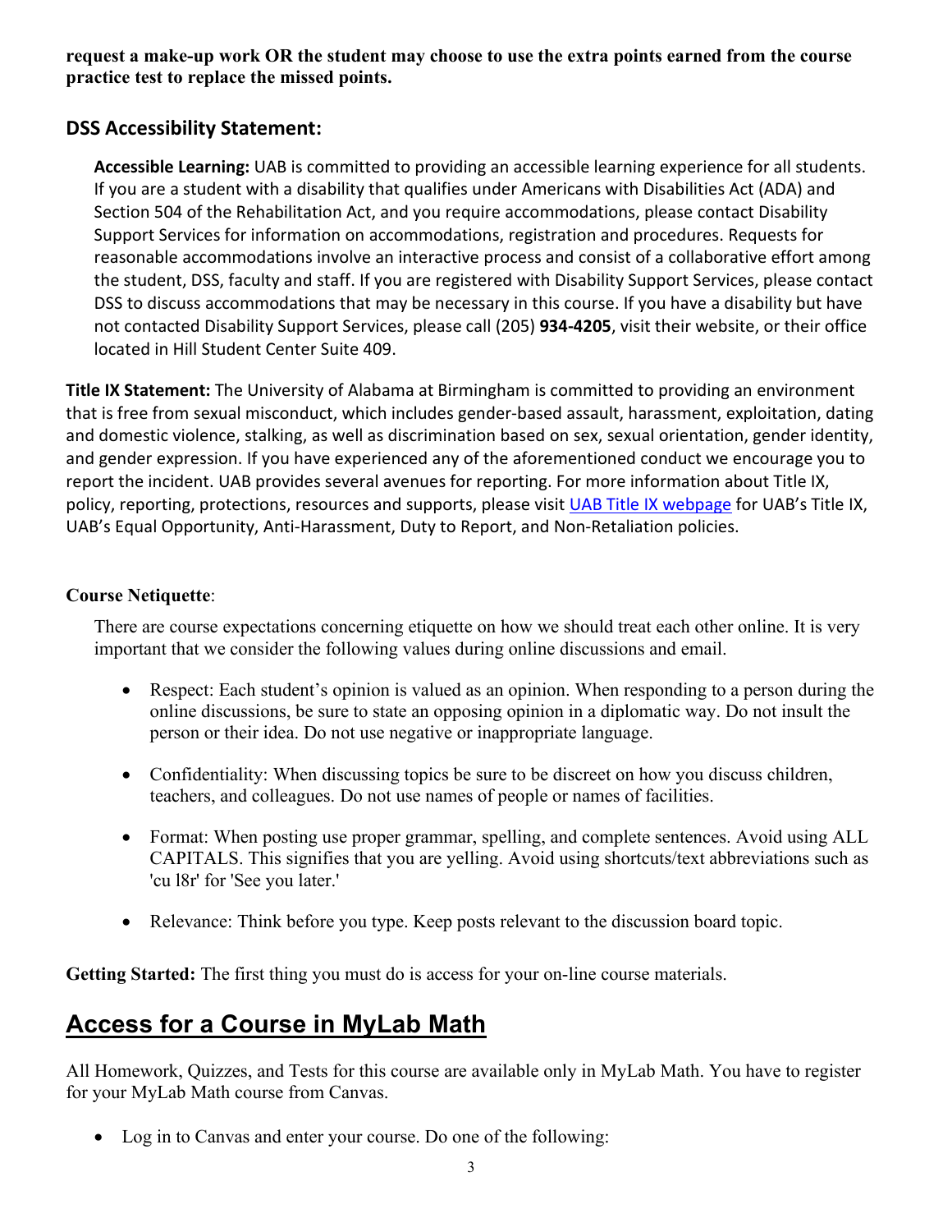**request a make-up work OR the student may choose to use the extra points earned from the course practice test to replace the missed points.**

## DSS Accessibility Statement:

**Accessible Learning:** UAB is committed to providing an accessible learning experience for all students. If you are a student with a disability that qualifies under Americans with Disabilities Act (ADA) and Section 504 of the Rehabilitation Act, and you require accommodations, please contact Disability Support Services for information on accommodations, registration and procedures. Requests for reasonable accommodations involve an interactive process and consist of a collaborative effort among the student, DSS, faculty and staff. If you are registered with Disability Support Services, please contact DSS to discuss accommodations that may be necessary in this course. If you have a disability but have not contacted Disability Support Services, please call (205) **934-4205**, visit their website, or their office located in Hill Student Center Suite 409.

**Title IX Statement:** The University of Alabama at Birmingham is committed to providing an environment that is free from sexual misconduct, which includes gender-based assault, harassment, exploitation, dating and domestic violence, stalking, as well as discrimination based on sex, sexual orientation, gender identity, and gender expression. If you have experienced any of the aforementioned conduct we encourage you to report the incident. UAB provides several avenues for reporting. For more information about Title IX, policy, reporting, protections, resources and supports, please visit UAB Title IX webpage for UAB's Title IX, UAB's Equal Opportunity, Anti-Harassment, Duty to Report, and Non-Retaliation policies.

**Course Netiquette**:

There are course expectations concerning etiquette on how we should treat each other online. It is very important that we consider the following values during online discussions and email.

- Respect: Each student's opinion is valued as an opinion. When responding to a person during the online discussions, be sure to state an opposing opinion in a diplomatic way. Do not insult the person or their idea. Do not use negative or inappropriate language.
- Confidentiality: When discussing topics be sure to be discreet on how you discuss children, teachers, and colleagues. Do not use names of people or names of facilities.
- Format: When posting use proper grammar, spelling, and complete sentences. Avoid using ALL CAPITALS. This signifies that you are yelling. Avoid using shortcuts/text abbreviations such as 'cu l8r' for 'See you later.'
- Relevance: Think before you type. Keep posts relevant to the discussion board topic.

**Getting Started:** The first thing you must do is access for your on-line course materials.

## Access for a Course in MyLab Math

All Homework, Quizzes, and Tests for this course are available only in MyLab Math. You have to register for your MyLab Math course from Canvas.

- Log in to Canvas and enter your course. Do one of the following: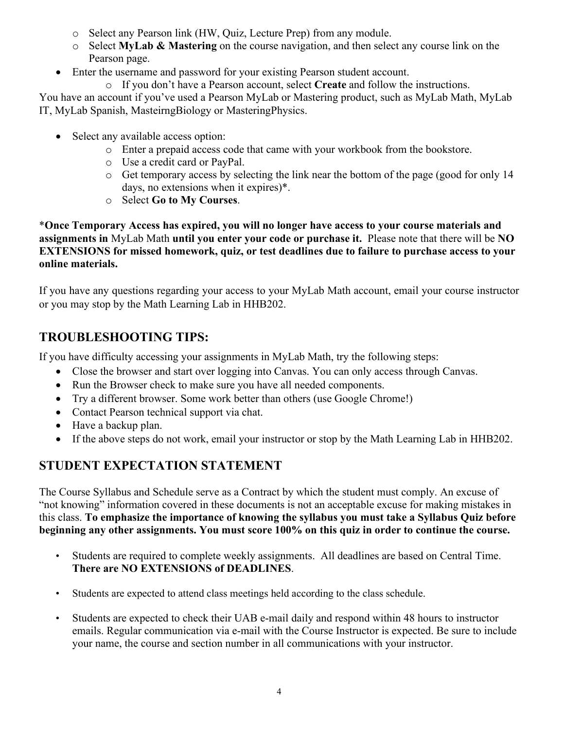- Select any Pearson link (HW, Quiz, Lecture Prep) from any module.
- Select **MyLab & Mastering** on the course navigation, and then select any course link on the Pearson page.

- Enter the username and password for your existing Pearson student account.
  - If you don't have a Pearson account, select **Create** and follow the instructions.

You have an account if you've used a Pearson MyLab or Mastering product, such as MyLab Math, MyLab IT, MyLab Spanish, MasteirngBiology or MasteringPhysics.

- Select any available access option:
  - Enter a prepaid access code that came with your workbook from the bookstore.
  - Use a credit card or PayPal.
  - Get temporary access by selecting the link near the bottom of the page (good for only 14 days, no extensions when it expires)*.
  - Select **Go to My Courses**.

***Once Temporary Access has expired, you will no longer have access to your course materials and assignments in** MyLab Math **until you enter your code or purchase it.** Please note that there will be **NO EXTENSIONS for missed homework, quiz, or test deadlines due to failure to purchase access to your online materials.**

If you have any questions regarding your access to your MyLab Math account, email your course instructor or you may stop by the Math Learning Lab in HHB202.

## TROUBLESHOOTING TIPS:

If you have difficulty accessing your assignments in MyLab Math, try the following steps:

- Close the browser and start over logging into Canvas. You can only access through Canvas.
- Run the Browser check to make sure you have all needed components.
- Try a different browser. Some work better than others (use Google Chrome!)
- Contact Pearson technical support via chat.
- Have a backup plan.
- If the above steps do not work, email your instructor or stop by the Math Learning Lab in HHB202.

## STUDENT EXPECTATION STATEMENT

The Course Syllabus and Schedule serve as a Contract by which the student must comply. An excuse of "not knowing" information covered in these documents is not an acceptable excuse for making mistakes in this class. **To emphasize the importance of knowing the syllabus you must take a Syllabus Quiz before beginning any other assignments. You must score 100% on this quiz in order to continue the course.**

- Students are required to complete weekly assignments. All deadlines are based on Central Time. **There are NO EXTENSIONS of DEADLINES**.

- Students are expected to attend class meetings held according to the class schedule.

- Students are expected to check their UAB e-mail daily and respond within 48 hours to instructor emails. Regular communication via e-mail with the Course Instructor is expected. Be sure to include your name, the course and section number in all communications with your instructor.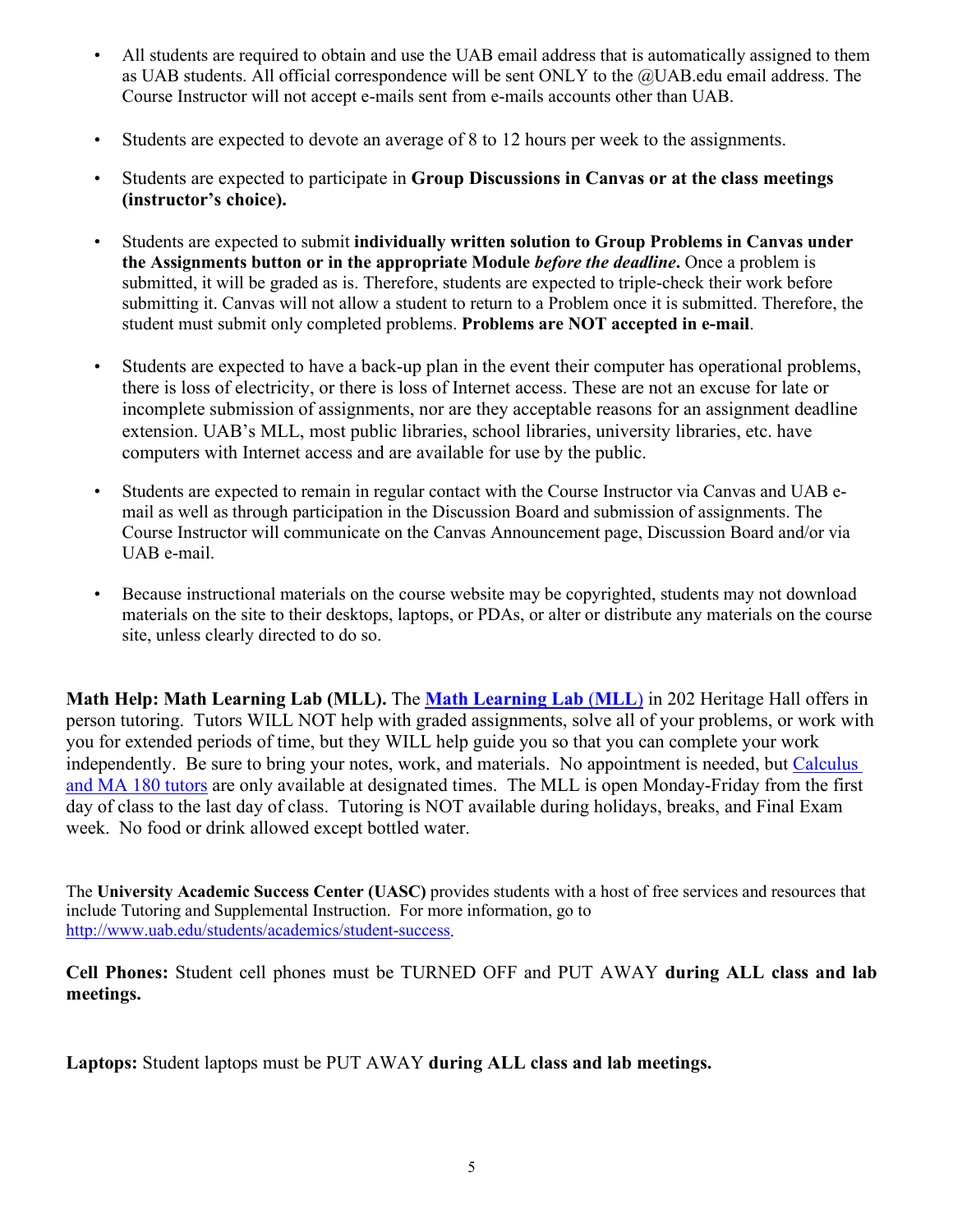- All students are required to obtain and use the UAB email address that is automatically assigned to them as UAB students. All official correspondence will be sent ONLY to the @UAB.edu email address. The Course Instructor will not accept e-mails sent from e-mails accounts other than UAB.

- Students are expected to devote an average of 8 to 12 hours per week to the assignments.

- Students are expected to participate in **Group Discussions in Canvas or at the class meetings (instructor's choice).**

- Students are expected to submit **individually written solution to Group Problems in Canvas under the Assignments button or in the appropriate Module *before the deadline*.** Once a problem is submitted, it will be graded as is. Therefore, students are expected to triple-check their work before submitting it. Canvas will not allow a student to return to a Problem once it is submitted. Therefore, the student must submit only completed problems. **Problems are NOT accepted in e-mail**.

- Students are expected to have a back-up plan in the event their computer has operational problems, there is loss of electricity, or there is loss of Internet access. These are not an excuse for late or incomplete submission of assignments, nor are they acceptable reasons for an assignment deadline extension. UAB's MLL, most public libraries, school libraries, university libraries, etc. have computers with Internet access and are available for use by the public.

- Students are expected to remain in regular contact with the Course Instructor via Canvas and UAB e-mail as well as through participation in the Discussion Board and submission of assignments. The Course Instructor will communicate on the Canvas Announcement page, Discussion Board and/or via UAB e-mail.

- Because instructional materials on the course website may be copyrighted, students may not download materials on the site to their desktops, laptops, or PDAs, or alter or distribute any materials on the course site, unless clearly directed to do so.

**Math Help: Math Learning Lab (MLL).** The **Math Learning Lab (MLL)** in 202 Heritage Hall offers in person tutoring. Tutors WILL NOT help with graded assignments, solve all of your problems, or work with you for extended periods of time, but they WILL help guide you so that you can complete your work independently. Be sure to bring your notes, work, and materials. No appointment is needed, but Calculus and MA 180 tutors are only available at designated times. The MLL is open Monday-Friday from the first day of class to the last day of class. Tutoring is NOT available during holidays, breaks, and Final Exam week. No food or drink allowed except bottled water.

The **University Academic Success Center (UASC)** provides students with a host of free services and resources that include Tutoring and Supplemental Instruction. For more information, go to http://www.uab.edu/students/academics/student-success.

**Cell Phones:** Student cell phones must be TURNED OFF and PUT AWAY **during ALL class and lab meetings.**

**Laptops:** Student laptops must be PUT AWAY **during ALL class and lab meetings.**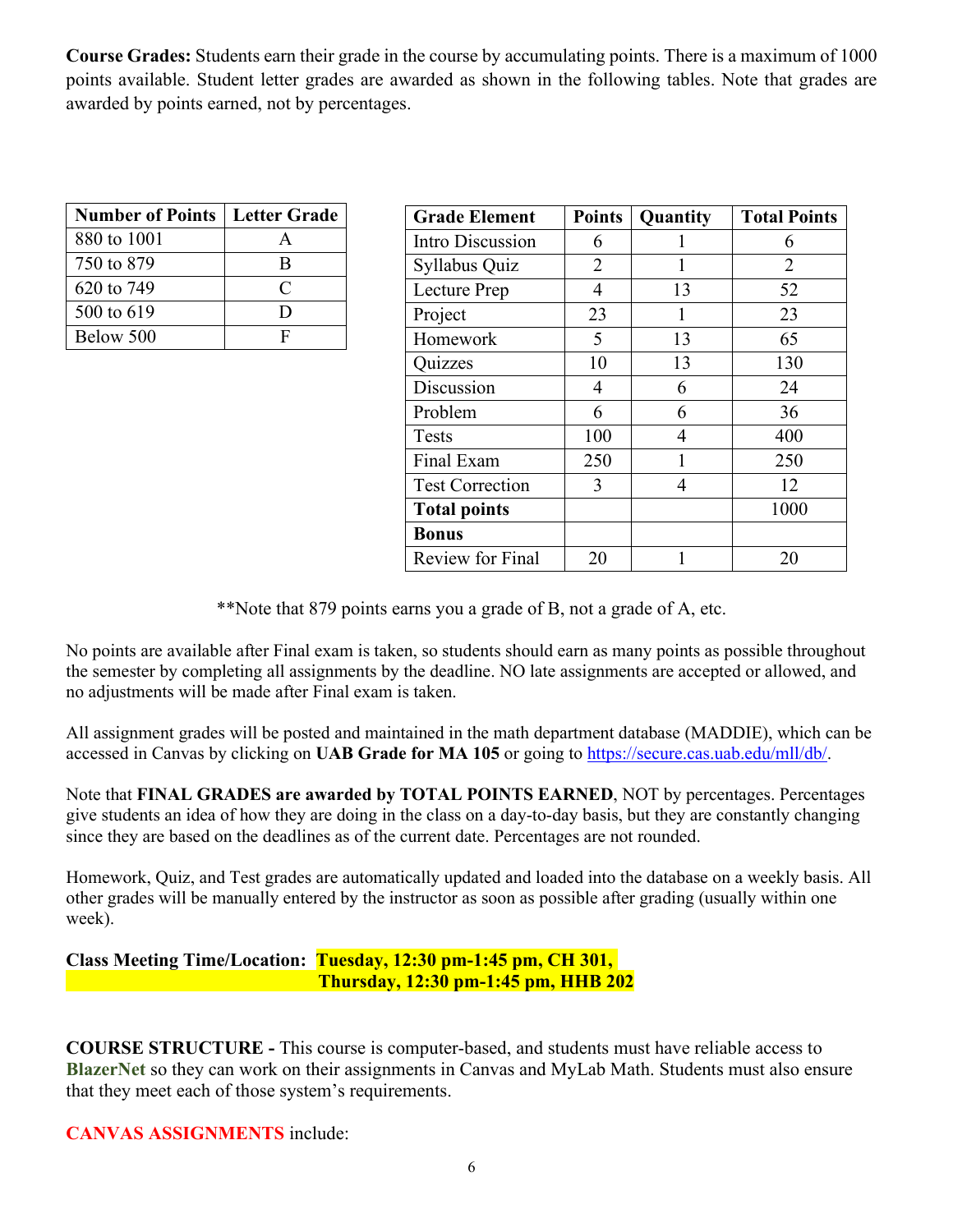**Course Grades:** Students earn their grade in the course by accumulating points. There is a maximum of 1000 points available. Student letter grades are awarded as shown in the following tables. Note that grades are awarded by points earned, not by percentages.

| Number of Points | Letter Grade |
|---|---|
| 880 to 1001 | A |
| 750 to 879 | B |
| 620 to 749 | C |
| 500 to 619 | D |
| Below 500 | F |

| Grade Element | Points | Quantity | Total Points |
|---|---|---|---|
| Intro Discussion | 6 | 1 | 6 |
| Syllabus Quiz | 2 | 1 | 2 |
| Lecture Prep | 4 | 13 | 52 |
| Project | 23 | 1 | 23 |
| Homework | 5 | 13 | 65 |
| Quizzes | 10 | 13 | 130 |
| Discussion | 4 | 6 | 24 |
| Problem | 6 | 6 | 36 |
| Tests | 100 | 4 | 400 |
| Final Exam | 250 | 1 | 250 |
| Test Correction | 3 | 4 | 12 |
| **Total points** | | | 1000 |
| **Bonus** | | | |
| Review for Final | 20 | 1 | 20 |

**Note that 879 points earns you a grade of B, not a grade of A, etc.

No points are available after Final exam is taken, so students should earn as many points as possible throughout the semester by completing all assignments by the deadline. NO late assignments are accepted or allowed, and no adjustments will be made after Final exam is taken.

All assignment grades will be posted and maintained in the math department database (MADDIE), which can be accessed in Canvas by clicking on **UAB Grade for MA 105** or going to https://secure.cas.uab.edu/mll/db/.

Note that **FINAL GRADES are awarded by TOTAL POINTS EARNED**, NOT by percentages. Percentages give students an idea of how they are doing in the class on a day-to-day basis, but they are constantly changing since they are based on the deadlines as of the current date. Percentages are not rounded.

Homework, Quiz, and Test grades are automatically updated and loaded into the database on a weekly basis. All other grades will be manually entered by the instructor as soon as possible after grading (usually within one week).

**Class Meeting Time/Location: Tuesday, 12:30 pm-1:45 pm, CH 301,
Thursday, 12:30 pm-1:45 pm, HHB 202**

**COURSE STRUCTURE -** This course is computer-based, and students must have reliable access to **BlazerNet** so they can work on their assignments in Canvas and MyLab Math. Students must also ensure that they meet each of those system's requirements.

**CANVAS ASSIGNMENTS** include: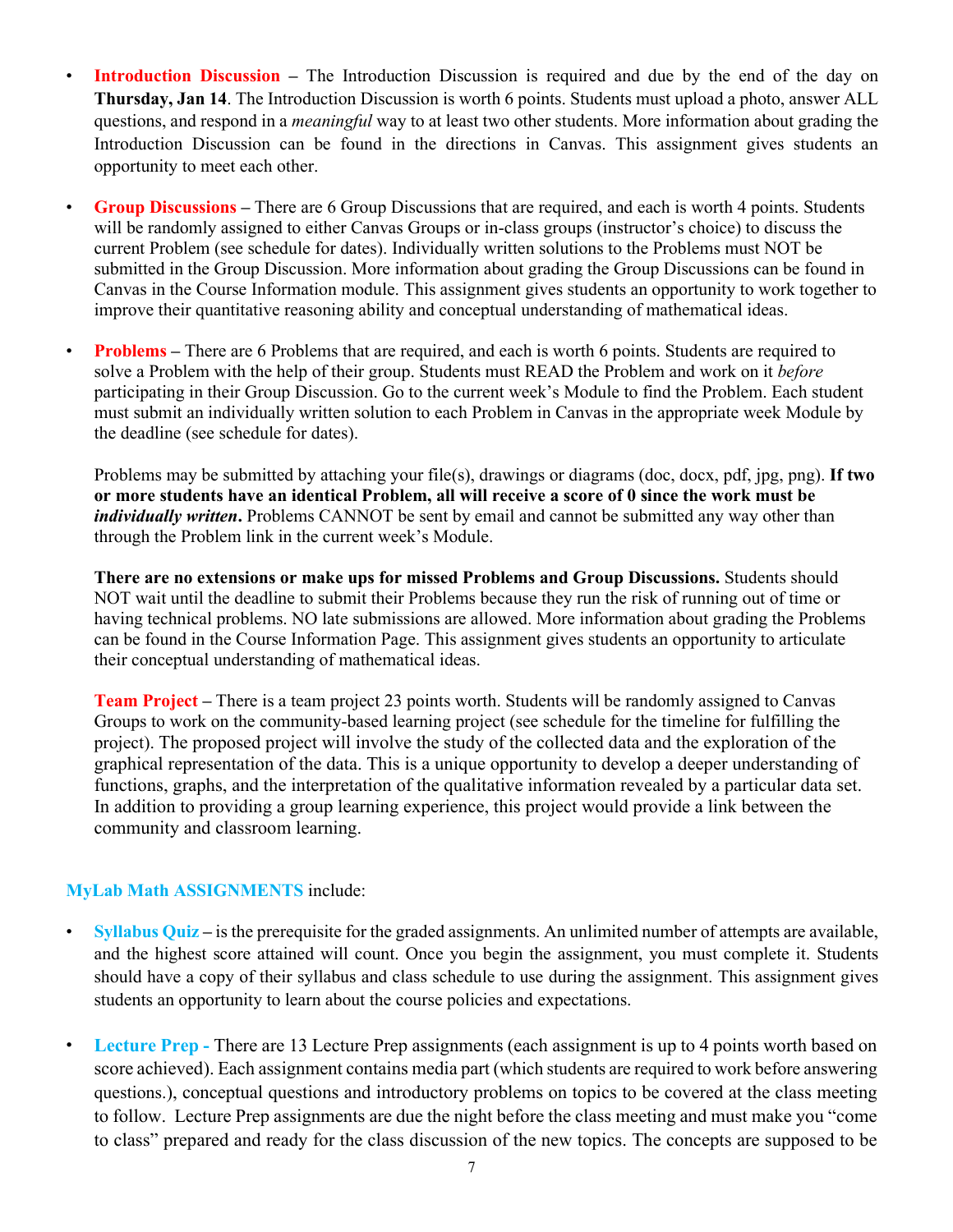- **Introduction Discussion** – The Introduction Discussion is required and due by the end of the day on **Thursday, Jan 14**. The Introduction Discussion is worth 6 points. Students must upload a photo, answer ALL questions, and respond in a *meaningful* way to at least two other students. More information about grading the Introduction Discussion can be found in the directions in Canvas. This assignment gives students an opportunity to meet each other.

- **Group Discussions** – There are 6 Group Discussions that are required, and each is worth 4 points. Students will be randomly assigned to either Canvas Groups or in-class groups (instructor's choice) to discuss the current Problem (see schedule for dates). Individually written solutions to the Problems must NOT be submitted in the Group Discussion. More information about grading the Group Discussions can be found in Canvas in the Course Information module. This assignment gives students an opportunity to work together to improve their quantitative reasoning ability and conceptual understanding of mathematical ideas.

- **Problems** – There are 6 Problems that are required, and each is worth 6 points. Students are required to solve a Problem with the help of their group. Students must READ the Problem and work on it *before* participating in their Group Discussion. Go to the current week's Module to find the Problem. Each student must submit an individually written solution to each Problem in Canvas in the appropriate week Module by the deadline (see schedule for dates).

  Problems may be submitted by attaching your file(s), drawings or diagrams (doc, docx, pdf, jpg, png). **If two or more students have an identical Problem, all will receive a score of 0 since the work must be *individually written*.** Problems CANNOT be sent by email and cannot be submitted any way other than through the Problem link in the current week's Module.

  **There are no extensions or make ups for missed Problems and Group Discussions.** Students should NOT wait until the deadline to submit their Problems because they run the risk of running out of time or having technical problems. NO late submissions are allowed. More information about grading the Problems can be found in the Course Information Page. This assignment gives students an opportunity to articulate their conceptual understanding of mathematical ideas.

  **Team Project** – There is a team project 23 points worth. Students will be randomly assigned to Canvas Groups to work on the community-based learning project (see schedule for the timeline for fulfilling the project). The proposed project will involve the study of the collected data and the exploration of the graphical representation of the data. This is a unique opportunity to develop a deeper understanding of functions, graphs, and the interpretation of the qualitative information revealed by a particular data set. In addition to providing a group learning experience, this project would provide a link between the community and classroom learning.

**MyLab Math ASSIGNMENTS** include:

- **Syllabus Quiz** – is the prerequisite for the graded assignments. An unlimited number of attempts are available, and the highest score attained will count. Once you begin the assignment, you must complete it. Students should have a copy of their syllabus and class schedule to use during the assignment. This assignment gives students an opportunity to learn about the course policies and expectations.

- **Lecture Prep** - There are 13 Lecture Prep assignments (each assignment is up to 4 points worth based on score achieved). Each assignment contains media part (which students are required to work before answering questions.), conceptual questions and introductory problems on topics to be covered at the class meeting to follow. Lecture Prep assignments are due the night before the class meeting and must make you "come to class" prepared and ready for the class discussion of the new topics. The concepts are supposed to be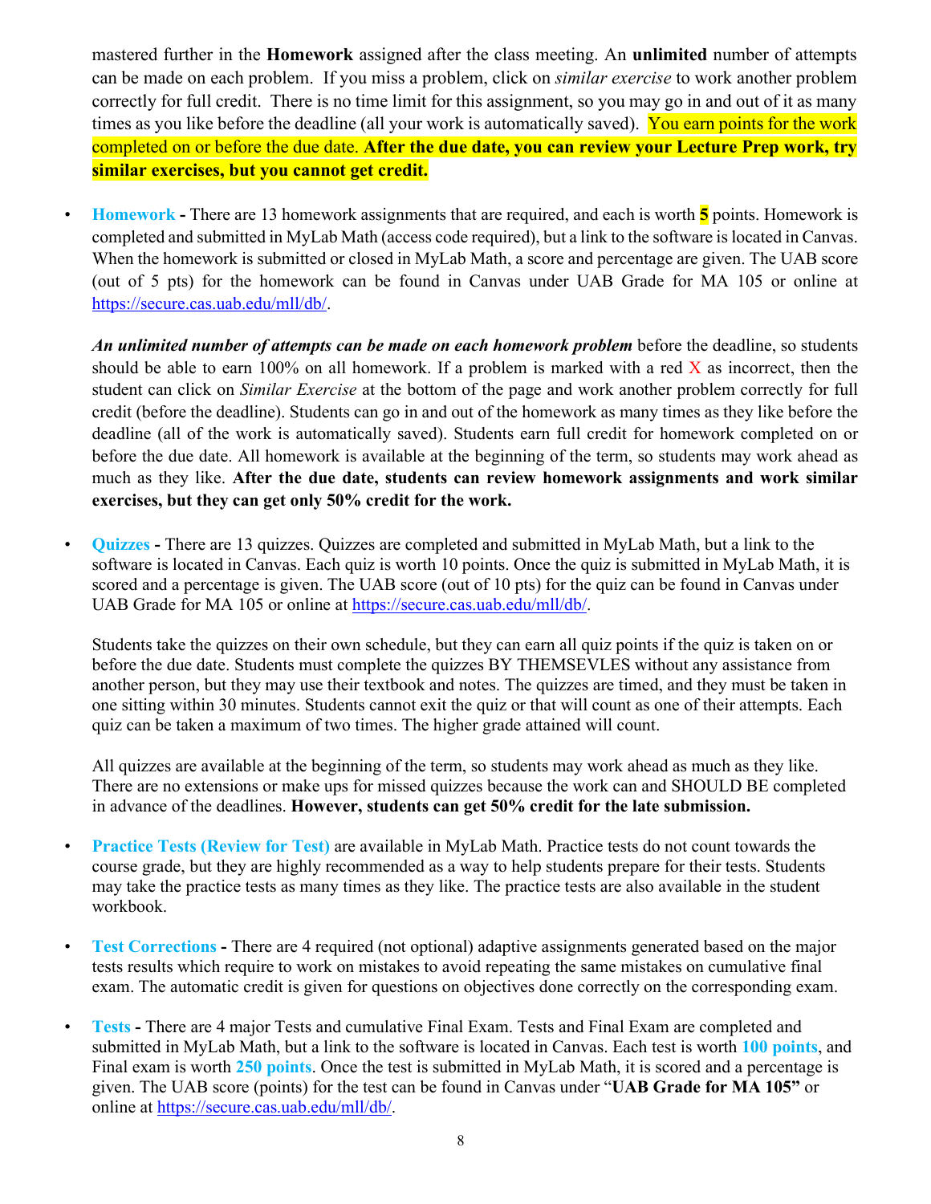mastered further in the **Homework** assigned after the class meeting. An **unlimited** number of attempts can be made on each problem. If you miss a problem, click on *similar exercise* to work another problem correctly for full credit. There is no time limit for this assignment, so you may go in and out of it as many times as you like before the deadline (all your work is automatically saved). You earn points for the work completed on or before the due date. **After the due date, you can review your Lecture Prep work, try similar exercises, but you cannot get credit.**

- **Homework -** There are 13 homework assignments that are required, and each is worth **5** points. Homework is completed and submitted in MyLab Math (access code required), but a link to the software is located in Canvas. When the homework is submitted or closed in MyLab Math, a score and percentage are given. The UAB score (out of 5 pts) for the homework can be found in Canvas under UAB Grade for MA 105 or online at https://secure.cas.uab.edu/mll/db/.

  ***An unlimited number of attempts can be made on each homework problem*** before the deadline, so students should be able to earn 100% on all homework. If a problem is marked with a red X as incorrect, then the student can click on *Similar Exercise* at the bottom of the page and work another problem correctly for full credit (before the deadline). Students can go in and out of the homework as many times as they like before the deadline (all of the work is automatically saved). Students earn full credit for homework completed on or before the due date. All homework is available at the beginning of the term, so students may work ahead as much as they like. **After the due date, students can review homework assignments and work similar exercises, but they can get only 50% credit for the work.**

- **Quizzes -** There are 13 quizzes. Quizzes are completed and submitted in MyLab Math, but a link to the software is located in Canvas. Each quiz is worth 10 points. Once the quiz is submitted in MyLab Math, it is scored and a percentage is given. The UAB score (out of 10 pts) for the quiz can be found in Canvas under UAB Grade for MA 105 or online at https://secure.cas.uab.edu/mll/db/.

  Students take the quizzes on their own schedule, but they can earn all quiz points if the quiz is taken on or before the due date. Students must complete the quizzes BY THEMSEVLES without any assistance from another person, but they may use their textbook and notes. The quizzes are timed, and they must be taken in one sitting within 30 minutes. Students cannot exit the quiz or that will count as one of their attempts. Each quiz can be taken a maximum of two times. The higher grade attained will count.

  All quizzes are available at the beginning of the term, so students may work ahead as much as they like. There are no extensions or make ups for missed quizzes because the work can and SHOULD BE completed in advance of the deadlines. **However, students can get 50% credit for the late submission.**

- **Practice Tests (Review for Test)** are available in MyLab Math. Practice tests do not count towards the course grade, but they are highly recommended as a way to help students prepare for their tests. Students may take the practice tests as many times as they like. The practice tests are also available in the student workbook.

- **Test Corrections -** There are 4 required (not optional) adaptive assignments generated based on the major tests results which require to work on mistakes to avoid repeating the same mistakes on cumulative final exam. The automatic credit is given for questions on objectives done correctly on the corresponding exam.

- **Tests -** There are 4 major Tests and cumulative Final Exam. Tests and Final Exam are completed and submitted in MyLab Math, but a link to the software is located in Canvas. Each test is worth **100 points**, and Final exam is worth **250 points**. Once the test is submitted in MyLab Math, it is scored and a percentage is given. The UAB score (points) for the test can be found in Canvas under "**UAB Grade for MA 105"** or online at https://secure.cas.uab.edu/mll/db/.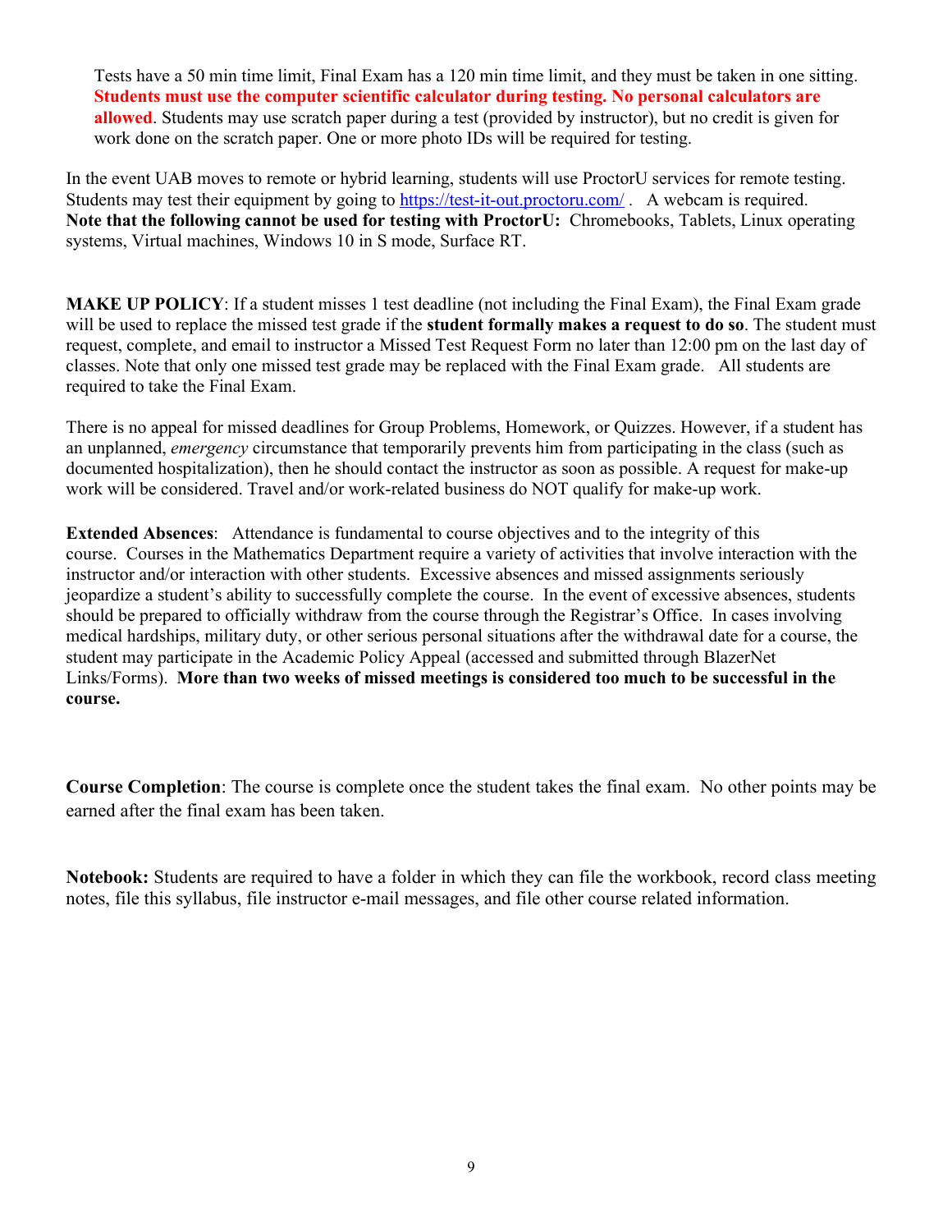Tests have a 50 min time limit, Final Exam has a 120 min time limit, and they must be taken in one sitting. **Students must use the computer scientific calculator during testing. No personal calculators are allowed**. Students may use scratch paper during a test (provided by instructor), but no credit is given for work done on the scratch paper. One or more photo IDs will be required for testing.

In the event UAB moves to remote or hybrid learning, students will use ProctorU services for remote testing. Students may test their equipment by going to https://test-it-out.proctoru.com/ . A webcam is required. **Note that the following cannot be used for testing with ProctorU:** Chromebooks, Tablets, Linux operating systems, Virtual machines, Windows 10 in S mode, Surface RT.

**MAKE UP POLICY**: If a student misses 1 test deadline (not including the Final Exam), the Final Exam grade will be used to replace the missed test grade if the **student formally makes a request to do so**. The student must request, complete, and email to instructor a Missed Test Request Form no later than 12:00 pm on the last day of classes. Note that only one missed test grade may be replaced with the Final Exam grade. All students are required to take the Final Exam.

There is no appeal for missed deadlines for Group Problems, Homework, or Quizzes. However, if a student has an unplanned, *emergency* circumstance that temporarily prevents him from participating in the class (such as documented hospitalization), then he should contact the instructor as soon as possible. A request for make-up work will be considered. Travel and/or work-related business do NOT qualify for make-up work.

**Extended Absences**: Attendance is fundamental to course objectives and to the integrity of this course. Courses in the Mathematics Department require a variety of activities that involve interaction with the instructor and/or interaction with other students. Excessive absences and missed assignments seriously jeopardize a student's ability to successfully complete the course. In the event of excessive absences, students should be prepared to officially withdraw from the course through the Registrar's Office. In cases involving medical hardships, military duty, or other serious personal situations after the withdrawal date for a course, the student may participate in the Academic Policy Appeal (accessed and submitted through BlazerNet Links/Forms). **More than two weeks of missed meetings is considered too much to be successful in the course.**

**Course Completion**: The course is complete once the student takes the final exam. No other points may be earned after the final exam has been taken.

**Notebook:** Students are required to have a folder in which they can file the workbook, record class meeting notes, file this syllabus, file instructor e-mail messages, and file other course related information.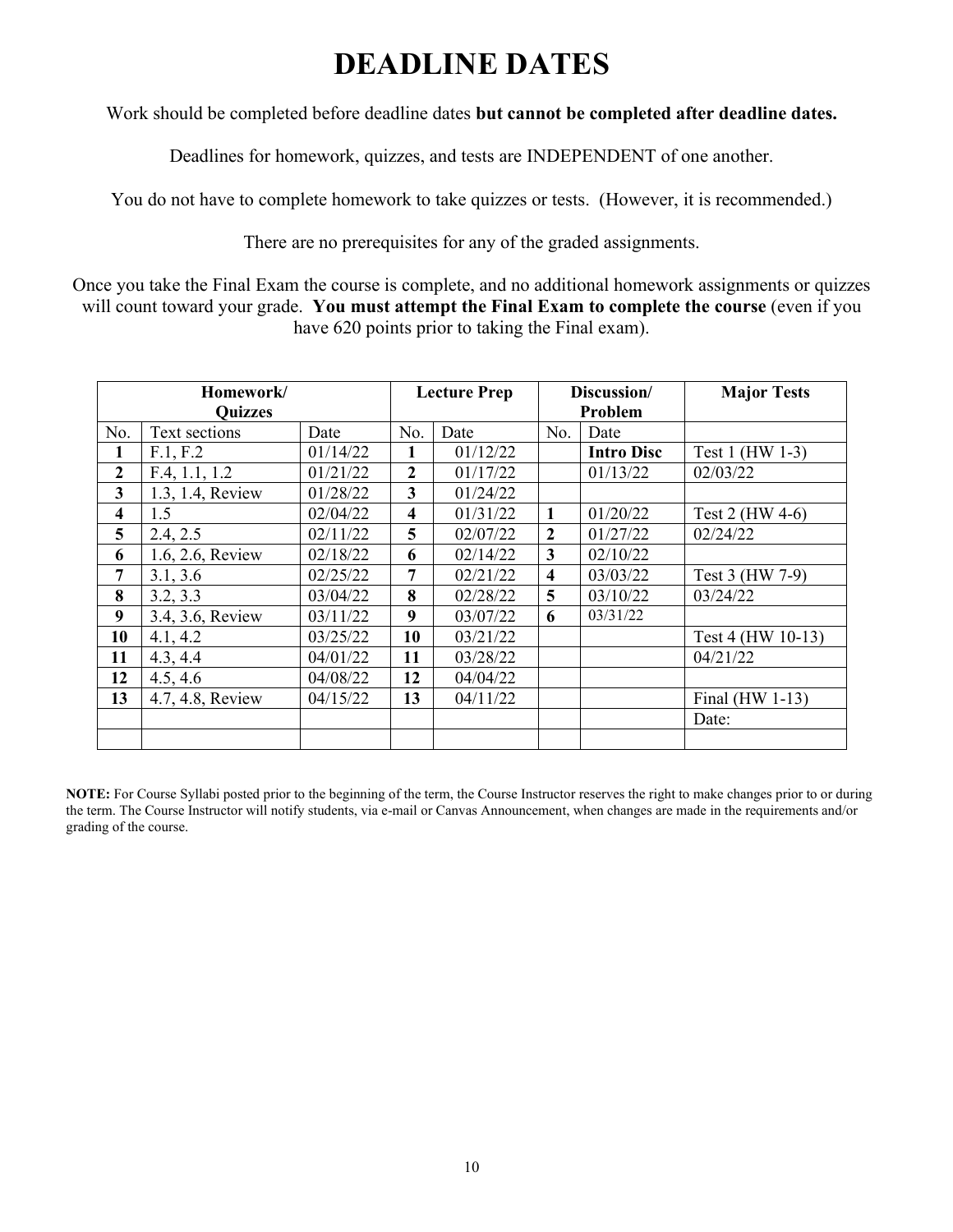# DEADLINE DATES

Work should be completed before deadline dates **but cannot be completed after deadline dates.**

Deadlines for homework, quizzes, and tests are INDEPENDENT of one another.

You do not have to complete homework to take quizzes or tests. (However, it is recommended.)

There are no prerequisites for any of the graded assignments.

Once you take the Final Exam the course is complete, and no additional homework assignments or quizzes will count toward your grade. **You must attempt the Final Exam to complete the course** (even if you have 620 points prior to taking the Final exam).

| Homework/ Quizzes | | | Lecture Prep | | Discussion/ Problem | | Major Tests |
|---|---|---|---|---|---|---|---|
| No. | Text sections | Date | No. | Date | No. | Date | |
| **1** | F.1, F.2 | 01/14/22 | **1** | 01/12/22 | | **Intro Disc** | Test 1 (HW 1-3) |
| **2** | F.4, 1.1, 1.2 | 01/21/22 | **2** | 01/17/22 | | 01/13/22 | 02/03/22 |
| **3** | 1.3, 1.4, Review | 01/28/22 | **3** | 01/24/22 | | | |
| **4** | 1.5 | 02/04/22 | **4** | 01/31/22 | **1** | 01/20/22 | Test 2 (HW 4-6) |
| **5** | 2.4, 2.5 | 02/11/22 | **5** | 02/07/22 | **2** | 01/27/22 | 02/24/22 |
| **6** | 1.6, 2.6, Review | 02/18/22 | **6** | 02/14/22 | **3** | 02/10/22 | |
| **7** | 3.1, 3.6 | 02/25/22 | **7** | 02/21/22 | **4** | 03/03/22 | Test 3 (HW 7-9) |
| **8** | 3.2, 3.3 | 03/04/22 | **8** | 02/28/22 | **5** | 03/10/22 | 03/24/22 |
| **9** | 3.4, 3.6, Review | 03/11/22 | **9** | 03/07/22 | **6** | 03/31/22 | |
| **10** | 4.1, 4.2 | 03/25/22 | **10** | 03/21/22 | | | Test 4 (HW 10-13) |
| **11** | 4.3, 4.4 | 04/01/22 | **11** | 03/28/22 | | | 04/21/22 |
| **12** | 4.5, 4.6 | 04/08/22 | **12** | 04/04/22 | | | |
| **13** | 4.7, 4.8, Review | 04/15/22 | **13** | 04/11/22 | | | Final (HW 1-13) |
| | | | | | | | Date: |
| | | | | | | | |

**NOTE:** For Course Syllabi posted prior to the beginning of the term, the Course Instructor reserves the right to make changes prior to or during the term. The Course Instructor will notify students, via e-mail or Canvas Announcement, when changes are made in the requirements and/or grading of the course.